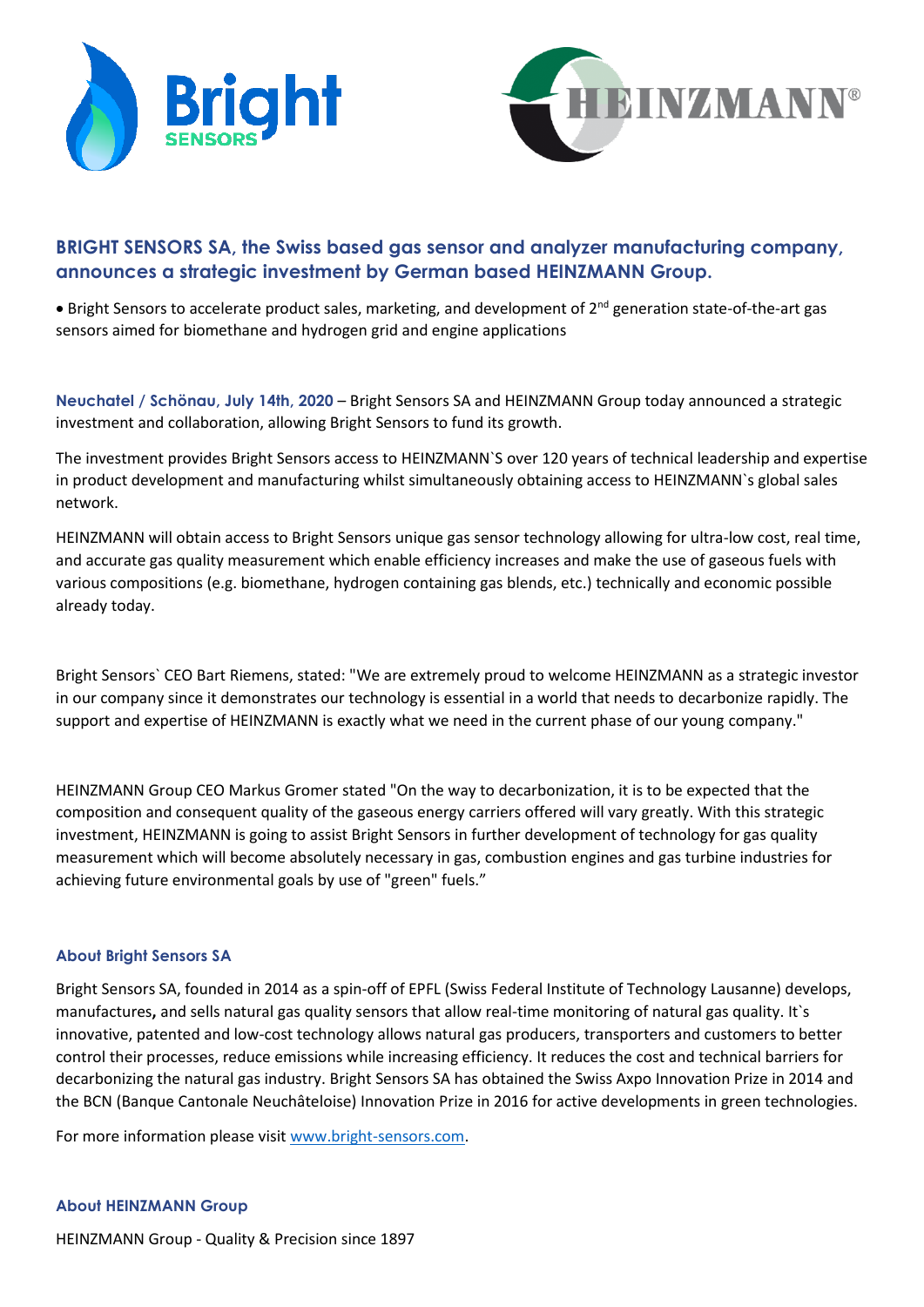## BRIGHT SENSORS SA, the Swiss based gas sensor and analyzer manufacturing company, announces a strategic investment by German based HEINZMANN Group.

- Bright Sensors to accelerate product sales, marketing, and development of 2nd generation state-of-the-art gas sensors aimed for biomethane and hydrogen grid and engine applications

**Neuchatel / Schönau, July 14th, 2020** – Bright Sensors SA and HEINZMANN Group today announced a strategic investment and collaboration, allowing Bright Sensors to fund its growth.

The investment provides Bright Sensors access to HEINZMANN`S over 120 years of technical leadership and expertise in product development and manufacturing whilst simultaneously obtaining access to HEINZMANN`s global sales network.

HEINZMANN will obtain access to Bright Sensors unique gas sensor technology allowing for ultra-low cost, real time, and accurate gas quality measurement which enable efficiency increases and make the use of gaseous fuels with various compositions (e.g. biomethane, hydrogen containing gas blends, etc.) technically and economic possible already today.

Bright Sensors` CEO Bart Riemens, stated: "We are extremely proud to welcome HEINZMANN as a strategic investor in our company since it demonstrates our technology is essential in a world that needs to decarbonize rapidly. The support and expertise of HEINZMANN is exactly what we need in the current phase of our young company."

HEINZMANN Group CEO Markus Gromer stated "On the way to decarbonization, it is to be expected that the composition and consequent quality of the gaseous energy carriers offered will vary greatly. With this strategic investment, HEINZMANN is going to assist Bright Sensors in further development of technology for gas quality measurement which will become absolutely necessary in gas, combustion engines and gas turbine industries for achieving future environmental goals by use of "green" fuels."

### About Bright Sensors SA

Bright Sensors SA, founded in 2014 as a spin-off of EPFL (Swiss Federal Institute of Technology Lausanne) develops, manufactures**,** and sells natural gas quality sensors that allow real-time monitoring of natural gas quality. It`s innovative, patented and low-cost technology allows natural gas producers, transporters and customers to better control their processes, reduce emissions while increasing efficiency. It reduces the cost and technical barriers for decarbonizing the natural gas industry. Bright Sensors SA has obtained the Swiss Axpo Innovation Prize in 2014 and the BCN (Banque Cantonale Neuchâteloise) Innovation Prize in 2016 for active developments in green technologies.

For more information please visit [www.bright-sensors.com](www.bright-sensors.com).

### About HEINZMANN Group

HEINZMANN Group - Quality & Precision since 1897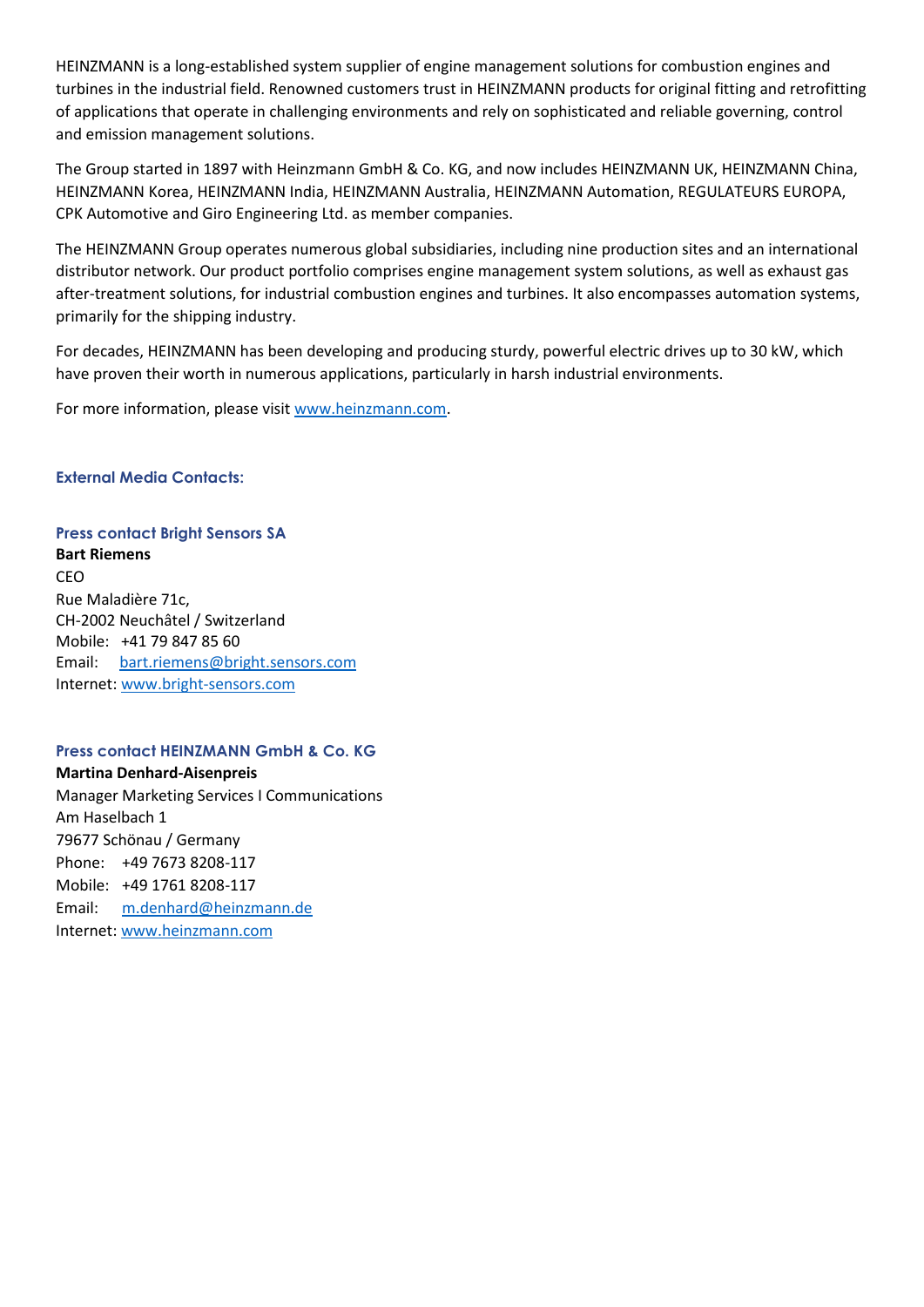HEINZMANN is a long-established system supplier of engine management solutions for combustion engines and turbines in the industrial field. Renowned customers trust in HEINZMANN products for original fitting and retrofitting of applications that operate in challenging environments and rely on sophisticated and reliable governing, control and emission management solutions.

The Group started in 1897 with Heinzmann GmbH & Co. KG, and now includes HEINZMANN UK, HEINZMANN China, HEINZMANN Korea, HEINZMANN India, HEINZMANN Australia, HEINZMANN Automation, REGULATEURS EUROPA, CPK Automotive and Giro Engineering Ltd. as member companies.

The HEINZMANN Group operates numerous global subsidiaries, including nine production sites and an international distributor network. Our product portfolio comprises engine management system solutions, as well as exhaust gas after-treatment solutions, for industrial combustion engines and turbines. It also encompasses automation systems, primarily for the shipping industry.

For decades, HEINZMANN has been developing and producing sturdy, powerful electric drives up to 30 kW, which have proven their worth in numerous applications, particularly in harsh industrial environments.

For more information, please visit www.heinzmann.com.

## External Media Contacts:

### Press contact Bright Sensors SA

**Bart Riemens**
CEO
Rue Maladière 71c,
CH-2002 Neuchâtel / Switzerland
Mobile: +41 79 847 85 60
Email: bart.riemens@bright.sensors.com
Internet: www.bright-sensors.com

### Press contact HEINZMANN GmbH & Co. KG

**Martina Denhard-Aisenpreis**
Manager Marketing Services I Communications
Am Haselbach 1
79677 Schönau / Germany
Phone: +49 7673 8208-117
Mobile: +49 1761 8208-117
Email: m.denhard@heinzmann.de
Internet: www.heinzmann.com